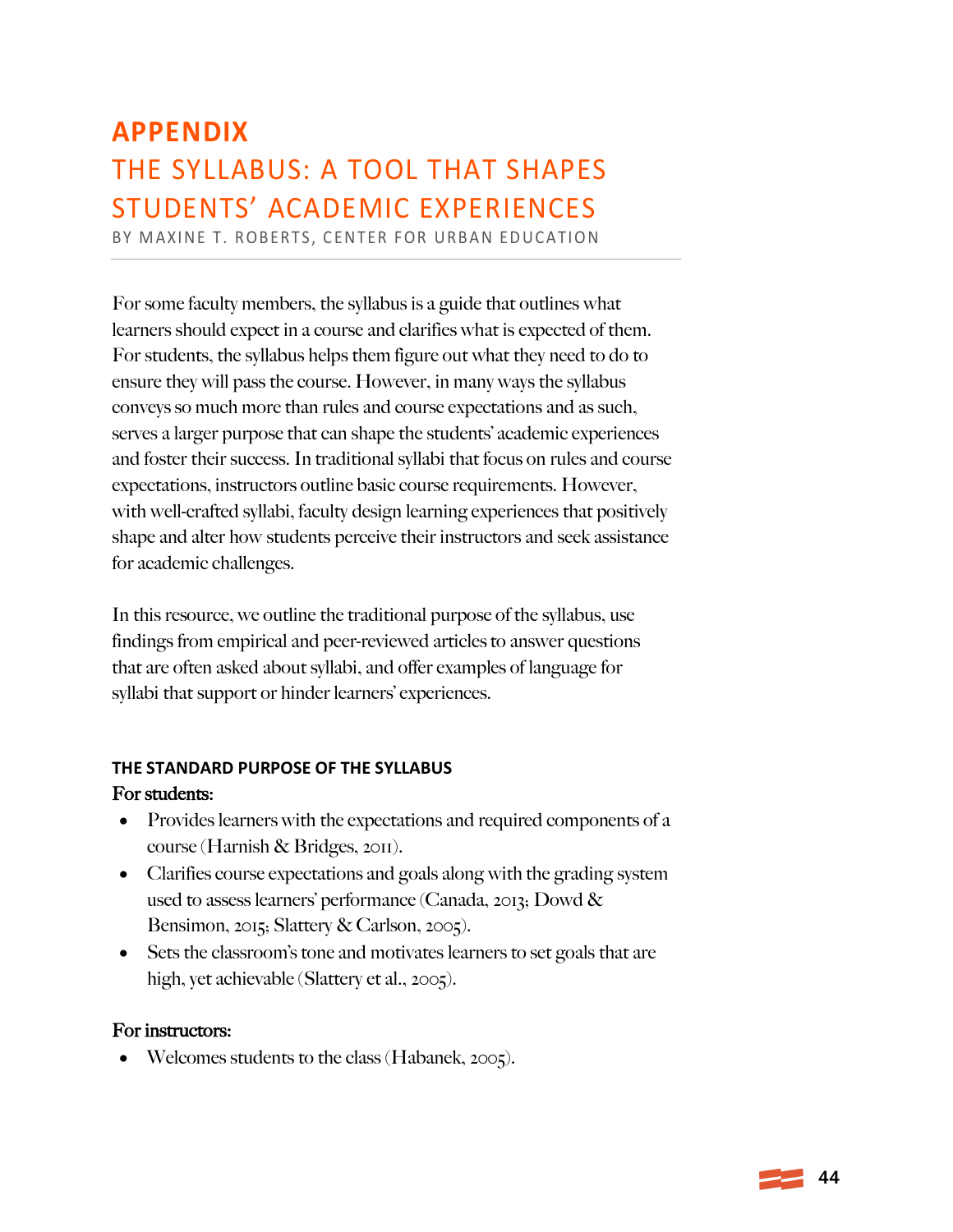# APPENDIX

## THE SYLLABUS: A TOOL THAT SHAPES STUDENTS' ACADEMIC EXPERIENCES

BY MAXINE T. ROBERTS, CENTER FOR URBAN EDUCATION

For some faculty members, the syllabus is a guide that outlines what learners should expect in a course and clarifies what is expected of them. For students, the syllabus helps them figure out what they need to do to ensure they will pass the course. However, in many ways the syllabus conveys so much more than rules and course expectations and as such, serves a larger purpose that can shape the students' academic experiences and foster their success. In traditional syllabi that focus on rules and course expectations, instructors outline basic course requirements. However, with well-crafted syllabi, faculty design learning experiences that positively shape and alter how students perceive their instructors and seek assistance for academic challenges.

In this resource, we outline the traditional purpose of the syllabus, use findings from empirical and peer-reviewed articles to answer questions that are often asked about syllabi, and offer examples of language for syllabi that support or hinder learners' experiences.

### THE STANDARD PURPOSE OF THE SYLLABUS

**For students:**

- Provides learners with the expectations and required components of a course (Harnish & Bridges, 2011).
- Clarifies course expectations and goals along with the grading system used to assess learners' performance (Canada, 2013; Dowd & Bensimon, 2015; Slattery & Carlson, 2005).
- Sets the classroom's tone and motivates learners to set goals that are high, yet achievable (Slattery et al., 2005).

**For instructors:**

- Welcomes students to the class (Habanek, 2005).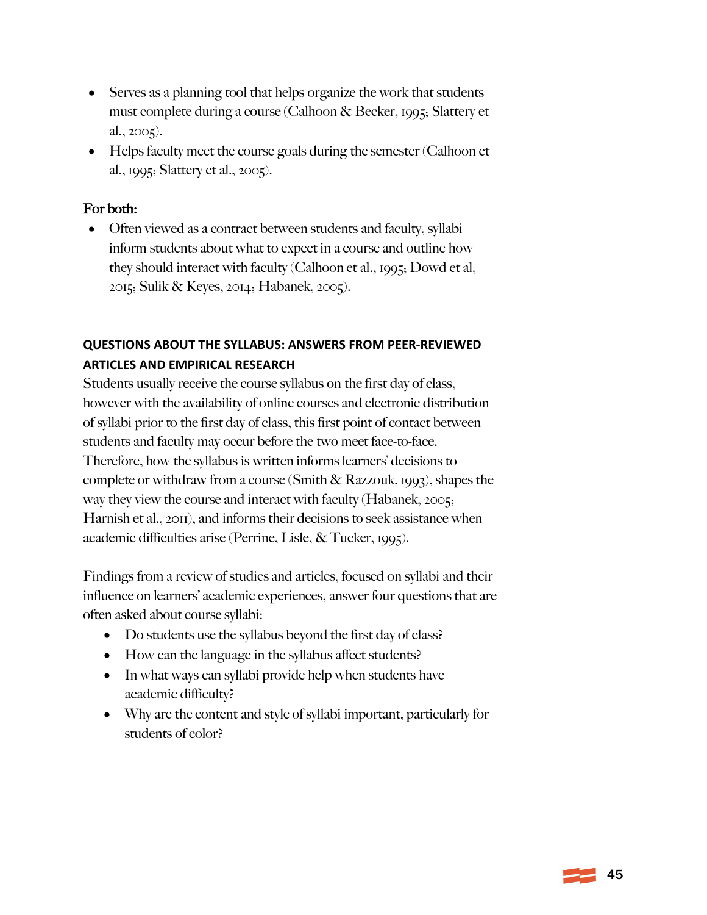- Serves as a planning tool that helps organize the work that students must complete during a course (Calhoon & Becker, 1995; Slattery et al., 2005).
- Helps faculty meet the course goals during the semester (Calhoon et al., 1995; Slattery et al., 2005).

**For both:**

- Often viewed as a contract between students and faculty, syllabi inform students about what to expect in a course and outline how they should interact with faculty (Calhoon et al., 1995; Dowd et al, 2015; Sulik & Keyes, 2014; Habanek, 2005).

## QUESTIONS ABOUT THE SYLLABUS: ANSWERS FROM PEER-REVIEWED ARTICLES AND EMPIRICAL RESEARCH

Students usually receive the course syllabus on the first day of class, however with the availability of online courses and electronic distribution of syllabi prior to the first day of class, this first point of contact between students and faculty may occur before the two meet face-to-face. Therefore, how the syllabus is written informs learners' decisions to complete or withdraw from a course (Smith & Razzouk, 1993), shapes the way they view the course and interact with faculty (Habanek, 2005; Harnish et al., 2011), and informs their decisions to seek assistance when academic difficulties arise (Perrine, Lisle, & Tucker, 1995).

Findings from a review of studies and articles, focused on syllabi and their influence on learners' academic experiences, answer four questions that are often asked about course syllabi:

- Do students use the syllabus beyond the first day of class?
- How can the language in the syllabus affect students?
- In what ways can syllabi provide help when students have academic difficulty?
- Why are the content and style of syllabi important, particularly for students of color?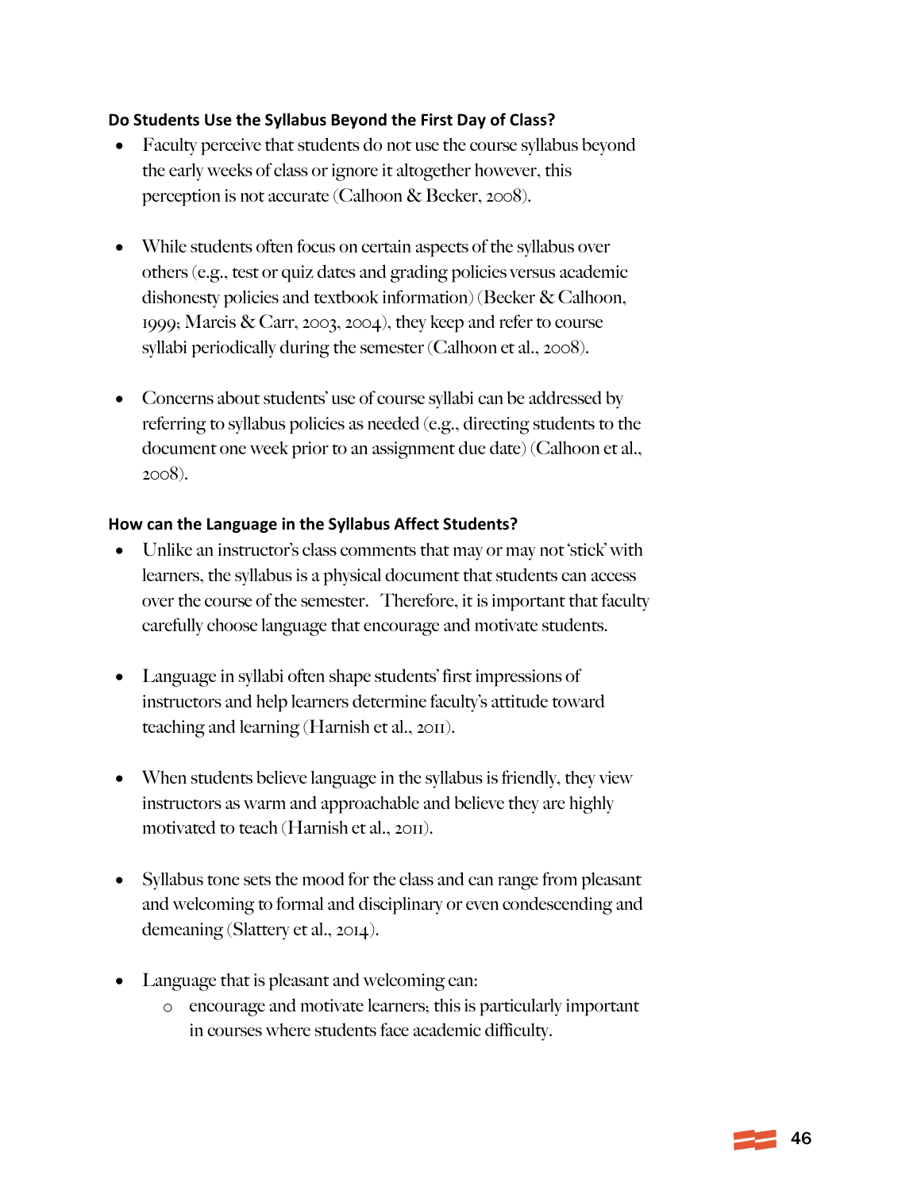### Do Students Use the Syllabus Beyond the First Day of Class?

- Faculty perceive that students do not use the course syllabus beyond the early weeks of class or ignore it altogether however, this perception is not accurate (Calhoon & Becker, 2008).

- While students often focus on certain aspects of the syllabus over others (e.g., test or quiz dates and grading policies versus academic dishonesty policies and textbook information) (Becker & Calhoon, 1999; Marcis & Carr, 2003, 2004), they keep and refer to course syllabi periodically during the semester (Calhoon et al., 2008).

- Concerns about students' use of course syllabi can be addressed by referring to syllabus policies as needed (e.g., directing students to the document one week prior to an assignment due date) (Calhoon et al., 2008).

### How can the Language in the Syllabus Affect Students?

- Unlike an instructor's class comments that may or may not 'stick' with learners, the syllabus is a physical document that students can access over the course of the semester. Therefore, it is important that faculty carefully choose language that encourage and motivate students.

- Language in syllabi often shape students' first impressions of instructors and help learners determine faculty's attitude toward teaching and learning (Harnish et al., 2011).

- When students believe language in the syllabus is friendly, they view instructors as warm and approachable and believe they are highly motivated to teach (Harnish et al., 2011).

- Syllabus tone sets the mood for the class and can range from pleasant and welcoming to formal and disciplinary or even condescending and demeaning (Slattery et al., 2014).

- Language that is pleasant and welcoming can:
  - encourage and motivate learners; this is particularly important in courses where students face academic difficulty.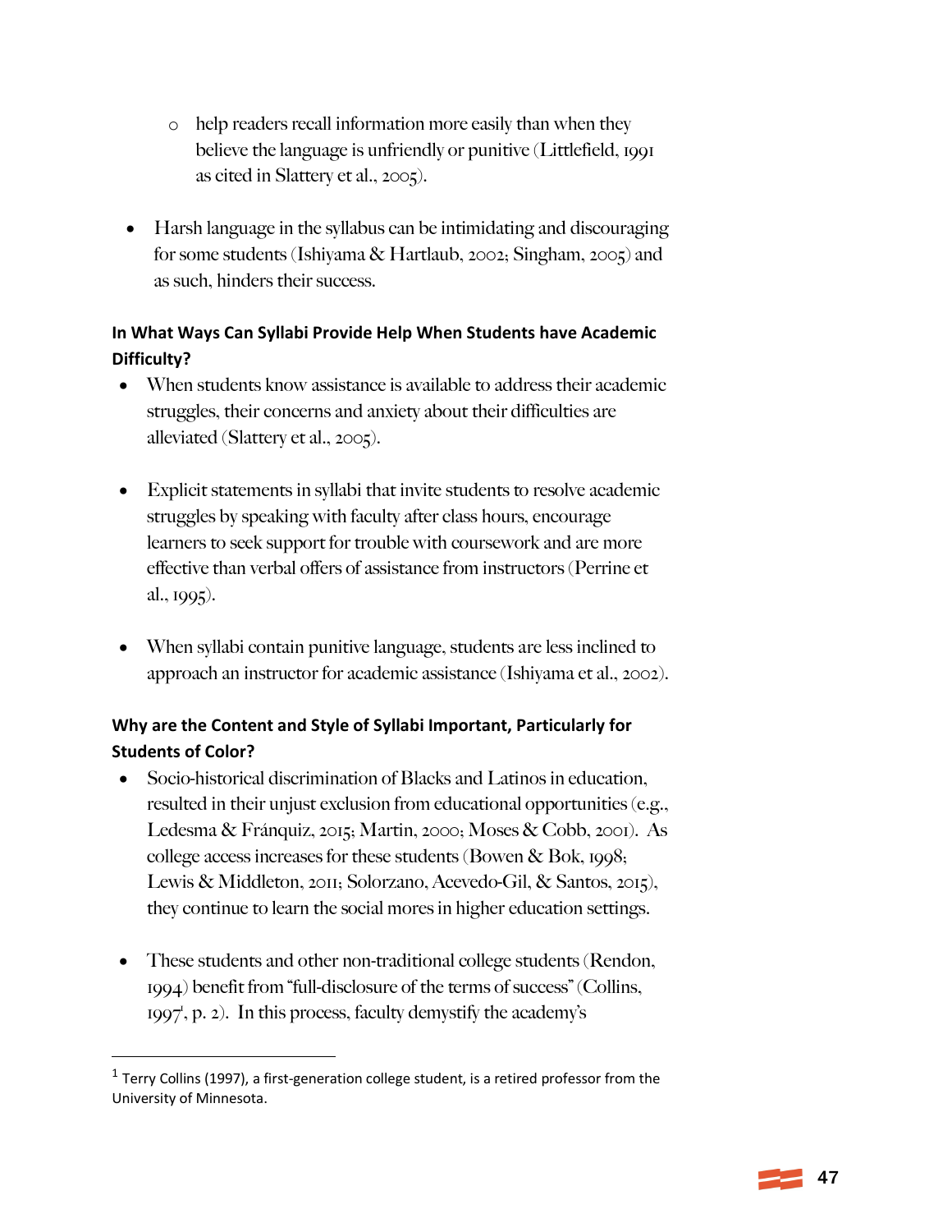- help readers recall information more easily than when they believe the language is unfriendly or punitive (Littlefield, 1991 as cited in Slattery et al., 2005).

- Harsh language in the syllabus can be intimidating and discouraging for some students (Ishiyama & Hartlaub, 2002; Singham, 2005) and as such, hinders their success.

### In What Ways Can Syllabi Provide Help When Students have Academic Difficulty?

- When students know assistance is available to address their academic struggles, their concerns and anxiety about their difficulties are alleviated (Slattery et al., 2005).

- Explicit statements in syllabi that invite students to resolve academic struggles by speaking with faculty after class hours, encourage learners to seek support for trouble with coursework and are more effective than verbal offers of assistance from instructors (Perrine et al., 1995).

- When syllabi contain punitive language, students are less inclined to approach an instructor for academic assistance (Ishiyama et al., 2002).

### Why are the Content and Style of Syllabi Important, Particularly for Students of Color?

- Socio-historical discrimination of Blacks and Latinos in education, resulted in their unjust exclusion from educational opportunities (e.g., Ledesma & Fránquiz, 2015; Martin, 2000; Moses & Cobb, 2001). As college access increases for these students (Bowen & Bok, 1998; Lewis & Middleton, 2011; Solorzano, Acevedo-Gil, & Santos, 2015), they continue to learn the social mores in higher education settings.

- These students and other non-traditional college students (Rendon, 1994) benefit from "full-disclosure of the terms of success" (Collins, 1997[1], p. 2). In this process, faculty demystify the academy's

[1] Terry Collins (1997), a first-generation college student, is a retired professor from the University of Minnesota.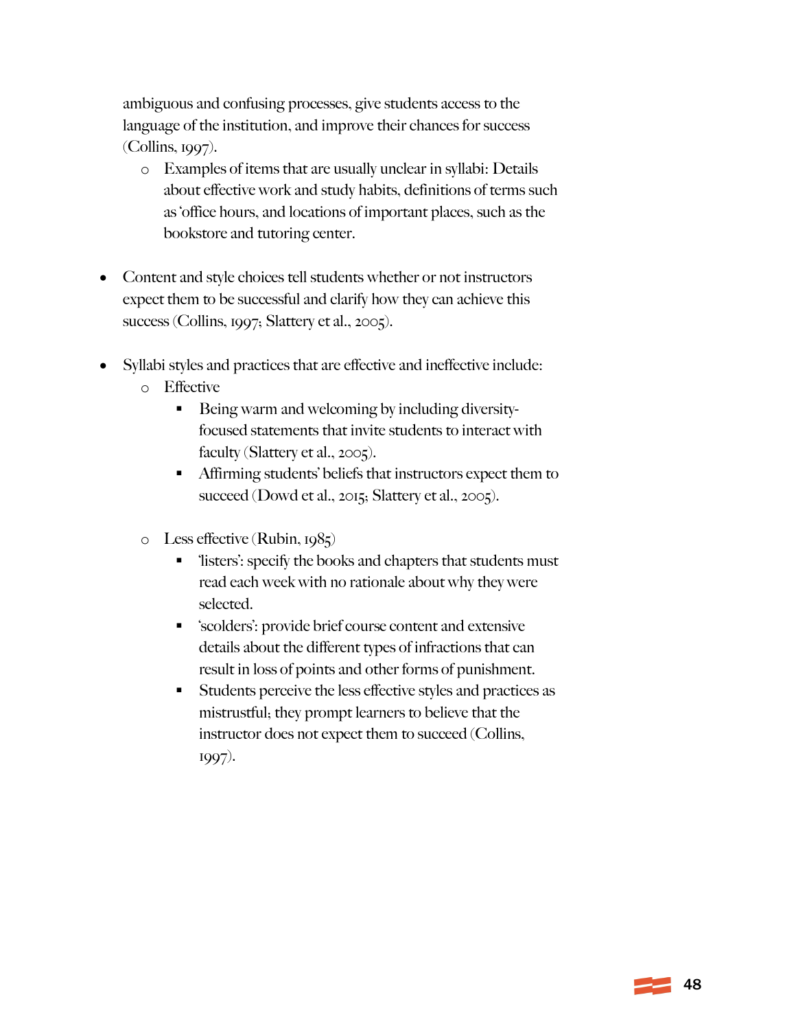ambiguous and confusing processes, give students access to the language of the institution, and improve their chances for success (Collins, 1997).

- Examples of items that are usually unclear in syllabi: Details about effective work and study habits, definitions of terms such as 'office hours, and locations of important places, such as the bookstore and tutoring center.

- Content and style choices tell students whether or not instructors expect them to be successful and clarify how they can achieve this success (Collins, 1997; Slattery et al., 2005).

- Syllabi styles and practices that are effective and ineffective include:
  - Effective
    - Being warm and welcoming by including diversity-focused statements that invite students to interact with faculty (Slattery et al., 2005).
    - Affirming students' beliefs that instructors expect them to succeed (Dowd et al., 2015; Slattery et al., 2005).

  - Less effective (Rubin, 1985)
    - 'listers': specify the books and chapters that students must read each week with no rationale about why they were selected.
    - 'scolders': provide brief course content and extensive details about the different types of infractions that can result in loss of points and other forms of punishment.
    - Students perceive the less effective styles and practices as mistrustful; they prompt learners to believe that the instructor does not expect them to succeed (Collins, 1997).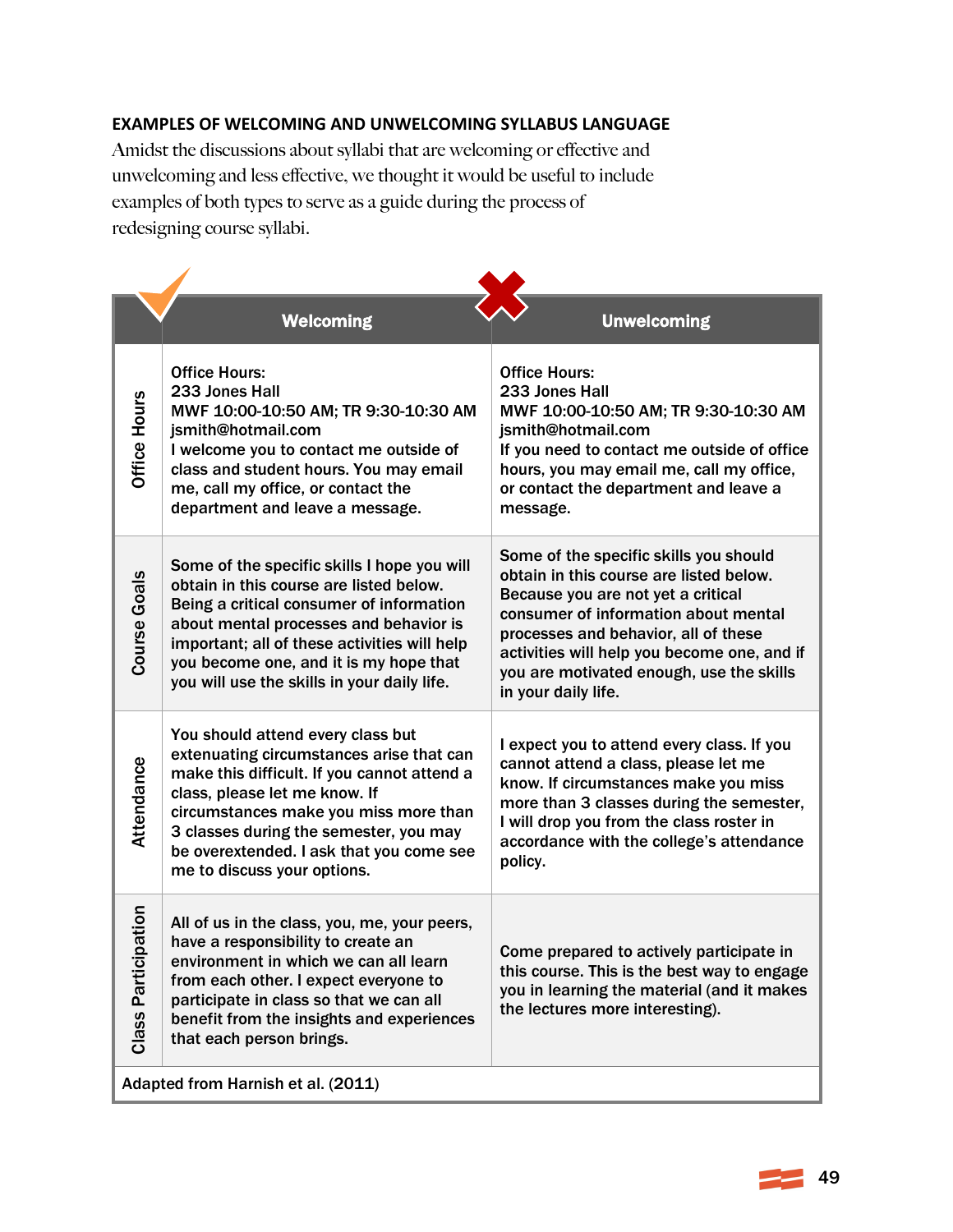### EXAMPLES OF WELCOMING AND UNWELCOMING SYLLABUS LANGUAGE

Amidst the discussions about syllabi that are welcoming or effective and unwelcoming and less effective, we thought it would be useful to include examples of both types to serve as a guide during the process of redesigning course syllabi.

| | Welcoming | Unwelcoming |
|---|---|---|
| Office Hours | Office Hours:<br>233 Jones Hall<br>MWF 10:00-10:50 AM; TR 9:30-10:30 AM<br>jsmith@hotmail.com<br>I welcome you to contact me outside of class and student hours. You may email me, call my office, or contact the department and leave a message. | Office Hours:<br>233 Jones Hall<br>MWF 10:00-10:50 AM; TR 9:30-10:30 AM<br>jsmith@hotmail.com<br>If you need to contact me outside of office hours, you may email me, call my office, or contact the department and leave a message. |
| Course Goals | Some of the specific skills I hope you will obtain in this course are listed below. Being a critical consumer of information about mental processes and behavior is important; all of these activities will help you become one, and it is my hope that you will use the skills in your daily life. | Some of the specific skills you should obtain in this course are listed below. Because you are not yet a critical consumer of information about mental processes and behavior, all of these activities will help you become one, and if you are motivated enough, use the skills in your daily life. |
| Attendance | You should attend every class but extenuating circumstances arise that can make this difficult. If you cannot attend a class, please let me know. If circumstances make you miss more than 3 classes during the semester, you may be overextended. I ask that you come see me to discuss your options. | I expect you to attend every class. If you cannot attend a class, please let me know. If circumstances make you miss more than 3 classes during the semester, I will drop you from the class roster in accordance with the college's attendance policy. |
| Class Participation | All of us in the class, you, me, your peers, have a responsibility to create an environment in which we can all learn from each other. I expect everyone to participate in class so that we can all benefit from the insights and experiences that each person brings. | Come prepared to actively participate in this course. This is the best way to engage you in learning the material (and it makes the lectures more interesting). |

Adapted from Harnish et al. (2011)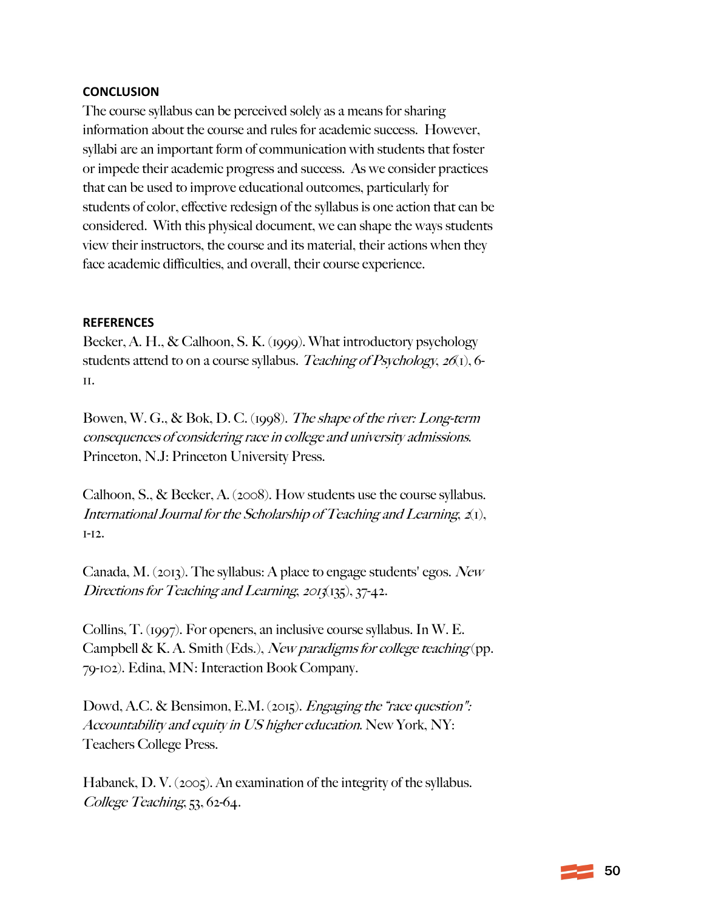## CONCLUSION

The course syllabus can be perceived solely as a means for sharing information about the course and rules for academic success. However, syllabi are an important form of communication with students that foster or impede their academic progress and success. As we consider practices that can be used to improve educational outcomes, particularly for students of color, effective redesign of the syllabus is one action that can be considered. With this physical document, we can shape the ways students view their instructors, the course and its material, their actions when they face academic difficulties, and overall, their course experience.

## REFERENCES

Becker, A. H., & Calhoon, S. K. (1999). What introductory psychology students attend to on a course syllabus. *Teaching of Psychology, 26*(1), 6-11.

Bowen, W. G., & Bok, D. C. (1998). *The shape of the river: Long-term consequences of considering race in college and university admissions.* Princeton, N.J: Princeton University Press.

Calhoon, S., & Becker, A. (2008). How students use the course syllabus. *International Journal for the Scholarship of Teaching and Learning, 2*(1), 1-12.

Canada, M. (2013). The syllabus: A place to engage students' egos. *New Directions for Teaching and Learning, 2013*(135), 37-42.

Collins, T. (1997). For openers, an inclusive course syllabus. In W. E. Campbell & K. A. Smith (Eds.), *New paradigms for college teaching* (pp. 79-102). Edina, MN: Interaction Book Company.

Dowd, A.C. & Bensimon, E.M. (2015). *Engaging the "race question": Accountability and equity in US higher education.* New York, NY: Teachers College Press.

Habanek, D. V. (2005). An examination of the integrity of the syllabus. *College Teaching*, 53, 62-64.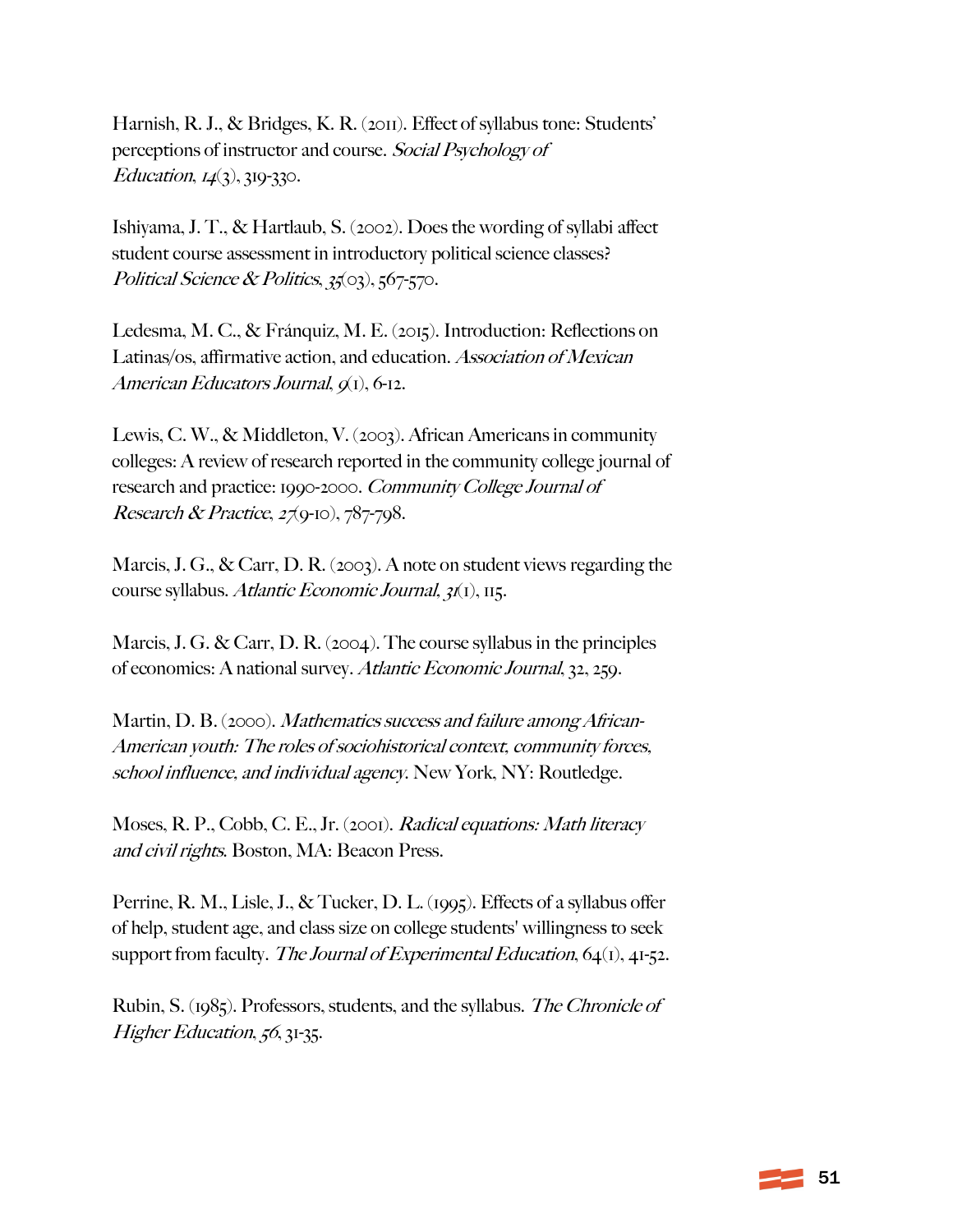Harnish, R. J., & Bridges, K. R. (2011). Effect of syllabus tone: Students' perceptions of instructor and course. *Social Psychology of Education, 14*(3), 319-330.

Ishiyama, J. T., & Hartlaub, S. (2002). Does the wording of syllabi affect student course assessment in introductory political science classes? *Political Science & Politics, 35*(03), 567-570.

Ledesma, M. C., & Fránquiz, M. E. (2015). Introduction: Reflections on Latinas/os, affirmative action, and education. *Association of Mexican American Educators Journal, 9*(1), 6-12.

Lewis, C. W., & Middleton, V. (2003). African Americans in community colleges: A review of research reported in the community college journal of research and practice: 1990-2000. *Community College Journal of Research & Practice, 27*(9-10), 787-798.

Marcis, J. G., & Carr, D. R. (2003). A note on student views regarding the course syllabus. *Atlantic Economic Journal, 31*(1), 115.

Marcis, J. G. & Carr, D. R. (2004). The course syllabus in the principles of economics: A national survey. *Atlantic Economic Journal,* 32, 259.

Martin, D. B. (2000). *Mathematics success and failure among African-American youth: The roles of sociohistorical context, community forces, school influence, and individual agency.* New York, NY: Routledge.

Moses, R. P., Cobb, C. E., Jr. (2001). *Radical equations: Math literacy and civil rights.* Boston, MA: Beacon Press.

Perrine, R. M., Lisle, J., & Tucker, D. L. (1995). Effects of a syllabus offer of help, student age, and class size on college students' willingness to seek support from faculty. *The Journal of Experimental Education,* 64(1), 41-52.

Rubin, S. (1985). Professors, students, and the syllabus. *The Chronicle of Higher Education, 56*, 31-35.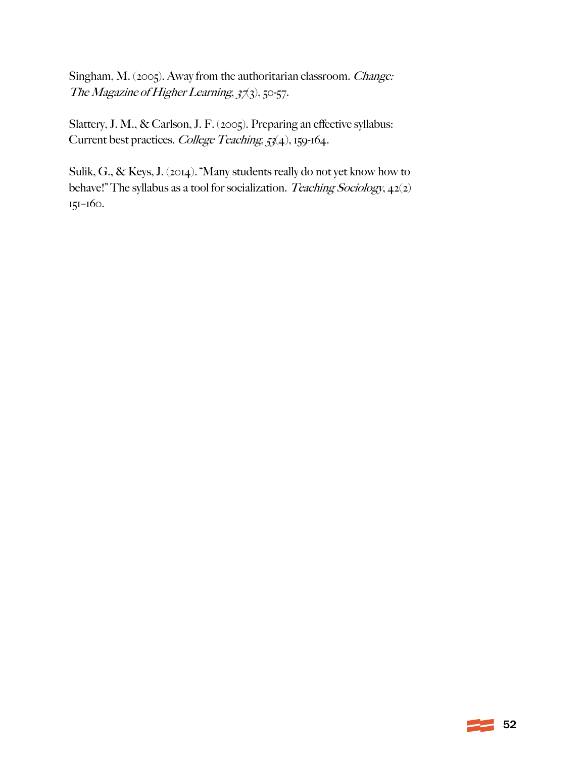Singham, M. (2005). Away from the authoritarian classroom. *Change: The Magazine of Higher Learning*, *37*(3), 50-57.

Slattery, J. M., & Carlson, J. F. (2005). Preparing an effective syllabus: Current best practices. *College Teaching*, *53*(4), 159-164.

Sulik, G., & Keys, J. (2014). "Many students really do not yet know how to behave!" The syllabus as a tool for socialization. *Teaching Sociology*, 42(2) 151–160.